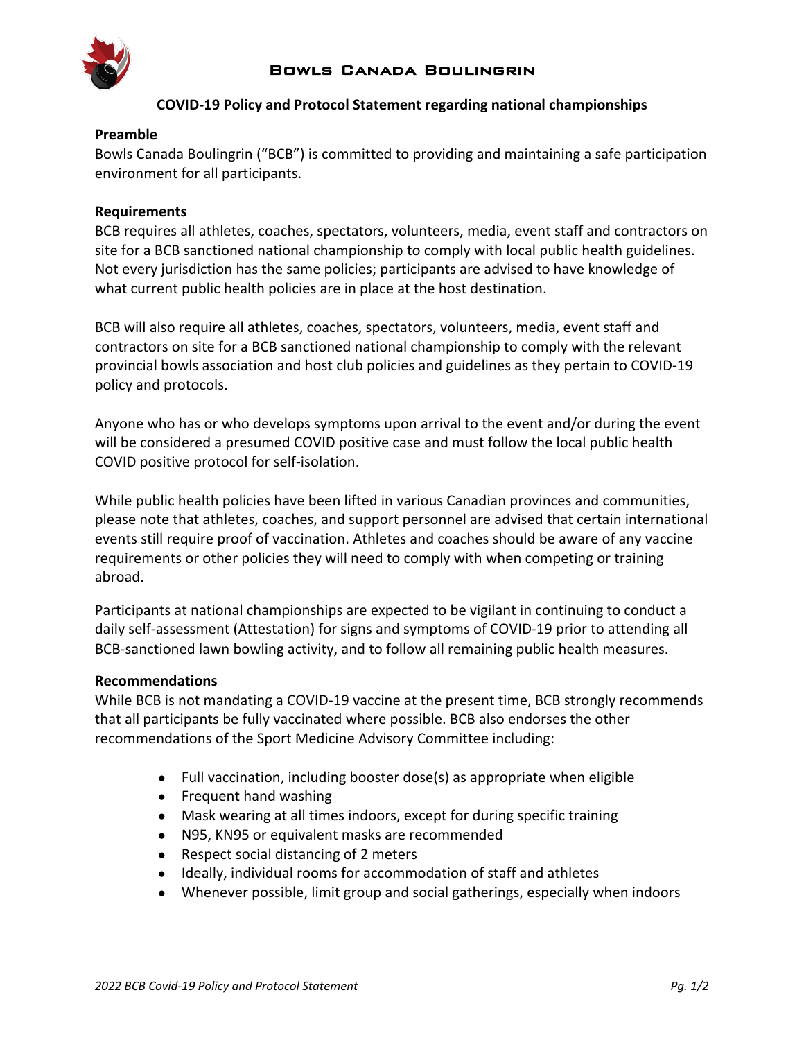# Bowls Canada Boulingrin

## COVID-19 Policy and Protocol Statement regarding national championships

### Preamble

Bowls Canada Boulingrin ("BCB") is committed to providing and maintaining a safe participation environment for all participants.

### Requirements

BCB requires all athletes, coaches, spectators, volunteers, media, event staff and contractors on site for a BCB sanctioned national championship to comply with local public health guidelines. Not every jurisdiction has the same policies; participants are advised to have knowledge of what current public health policies are in place at the host destination.

BCB will also require all athletes, coaches, spectators, volunteers, media, event staff and contractors on site for a BCB sanctioned national championship to comply with the relevant provincial bowls association and host club policies and guidelines as they pertain to COVID-19 policy and protocols.

Anyone who has or who develops symptoms upon arrival to the event and/or during the event will be considered a presumed COVID positive case and must follow the local public health COVID positive protocol for self-isolation.

While public health policies have been lifted in various Canadian provinces and communities, please note that athletes, coaches, and support personnel are advised that certain international events still require proof of vaccination. Athletes and coaches should be aware of any vaccine requirements or other policies they will need to comply with when competing or training abroad.

Participants at national championships are expected to be vigilant in continuing to conduct a daily self-assessment (Attestation) for signs and symptoms of COVID-19 prior to attending all BCB-sanctioned lawn bowling activity, and to follow all remaining public health measures.

### Recommendations

While BCB is not mandating a COVID-19 vaccine at the present time, BCB strongly recommends that all participants be fully vaccinated where possible. BCB also endorses the other recommendations of the Sport Medicine Advisory Committee including:

- Full vaccination, including booster dose(s) as appropriate when eligible
- Frequent hand washing
- Mask wearing at all times indoors, except for during specific training
- N95, KN95 or equivalent masks are recommended
- Respect social distancing of 2 meters
- Ideally, individual rooms for accommodation of staff and athletes
- Whenever possible, limit group and social gatherings, especially when indoors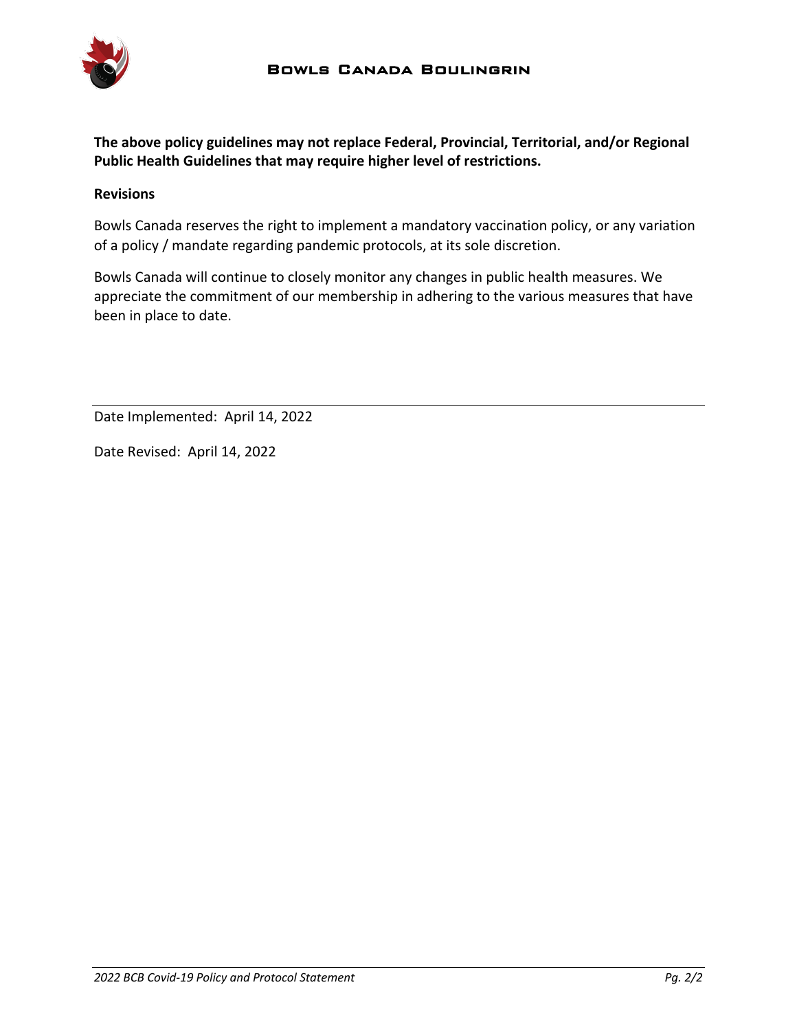**The above policy guidelines may not replace Federal, Provincial, Territorial, and/or Regional Public Health Guidelines that may require higher level of restrictions.**

**Revisions**

Bowls Canada reserves the right to implement a mandatory vaccination policy, or any variation of a policy / mandate regarding pandemic protocols, at its sole discretion.

Bowls Canada will continue to closely monitor any changes in public health measures. We appreciate the commitment of our membership in adhering to the various measures that have been in place to date.

---

Date Implemented: April 14, 2022

Date Revised: April 14, 2022